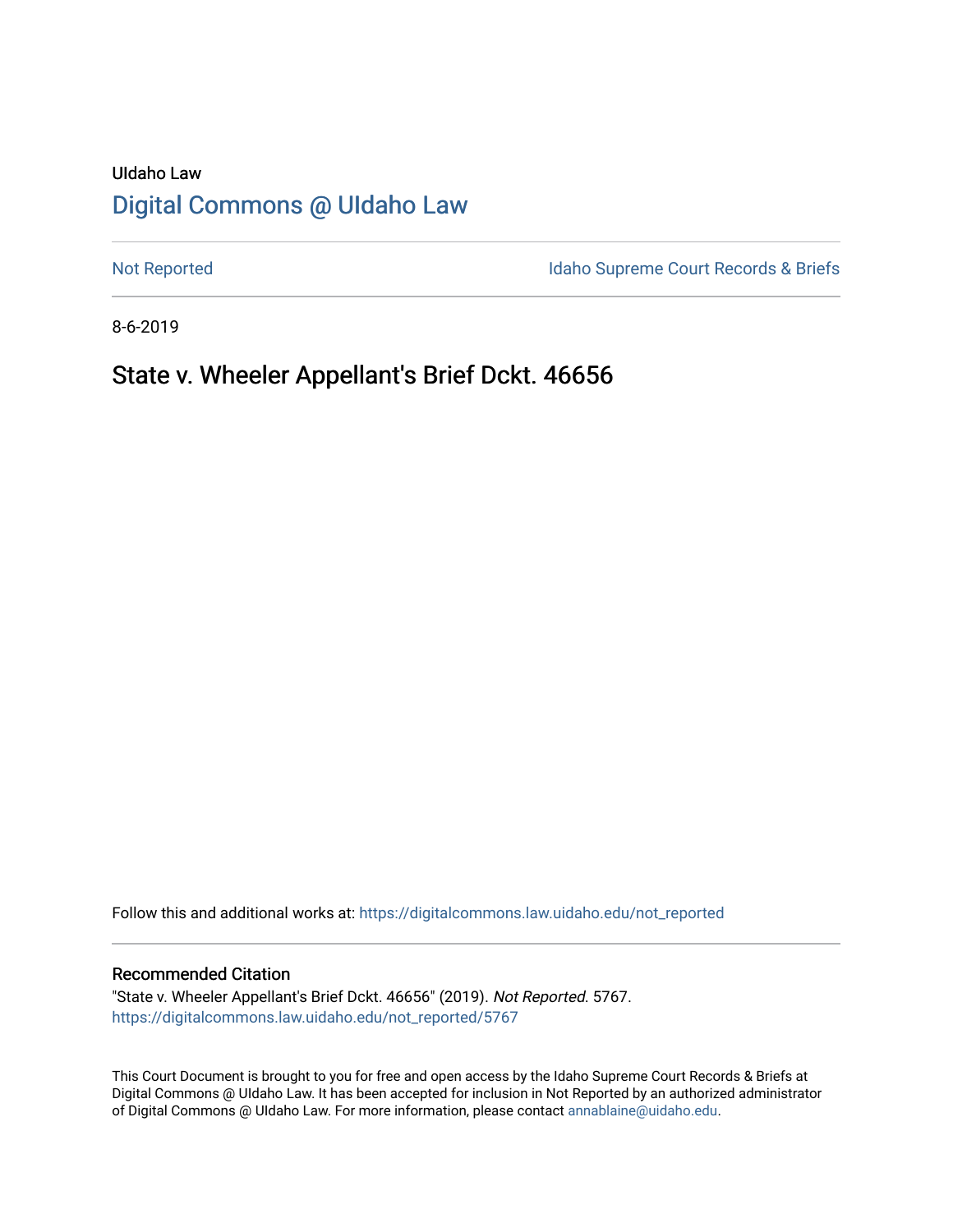UIdaho Law

# Digital Commons @ UIdaho Law

Not Reported

Idaho Supreme Court Records & Briefs

8-6-2019

## State v. Wheeler Appellant's Brief Dckt. 46656

Follow this and additional works at: https://digitalcommons.law.uidaho.edu/not_reported

### Recommended Citation

"State v. Wheeler Appellant's Brief Dckt. 46656" (2019). *Not Reported*. 5767.
https://digitalcommons.law.uidaho.edu/not_reported/5767

This Court Document is brought to you for free and open access by the Idaho Supreme Court Records & Briefs at Digital Commons @ UIdaho Law. It has been accepted for inclusion in Not Reported by an authorized administrator of Digital Commons @ UIdaho Law. For more information, please contact annablaine@uidaho.edu.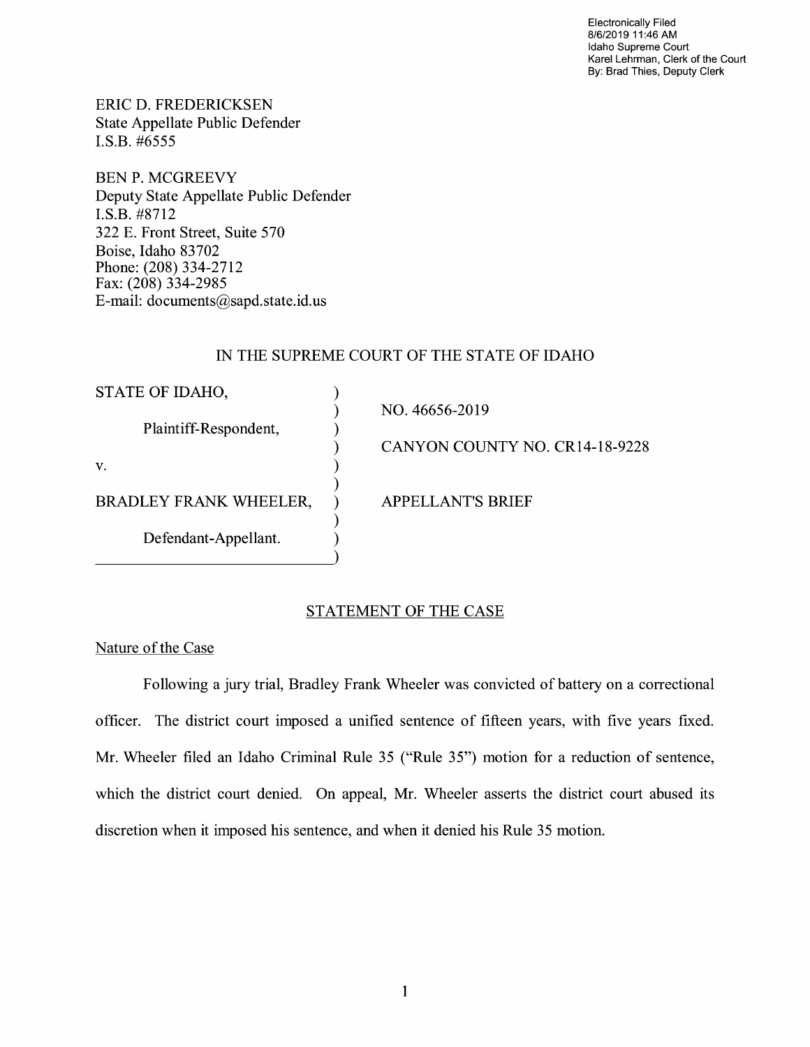Electronically Filed
8/6/2019 11:46 AM
Idaho Supreme Court
Karel Lehrman, Clerk of the Court
By: Brad Thies, Deputy Clerk

ERIC D. FREDERICKSEN
State Appellate Public Defender
I.S.B. #6555

BEN P. MCGREEVY
Deputy State Appellate Public Defender
I.S.B. #8712
322 E. Front Street, Suite 570
Boise, Idaho 83702
Phone: (208) 334-2712
Fax: (208) 334-2985
E-mail: documents@sapd.state.id.us

IN THE SUPREME COURT OF THE STATE OF IDAHO

| | |
|---|---|
| STATE OF IDAHO, | NO. 46656-2019 |
| Plaintiff-Respondent, | CANYON COUNTY NO. CR14-18-9228 |
| v. | |
| BRADLEY FRANK WHEELER, | APPELLANT'S BRIEF |
| Defendant-Appellant. | |

## STATEMENT OF THE CASE

### Nature of the Case

Following a jury trial, Bradley Frank Wheeler was convicted of battery on a correctional officer. The district court imposed a unified sentence of fifteen years, with five years fixed. Mr. Wheeler filed an Idaho Criminal Rule 35 ("Rule 35") motion for a reduction of sentence, which the district court denied. On appeal, Mr. Wheeler asserts the district court abused its discretion when it imposed his sentence, and when it denied his Rule 35 motion.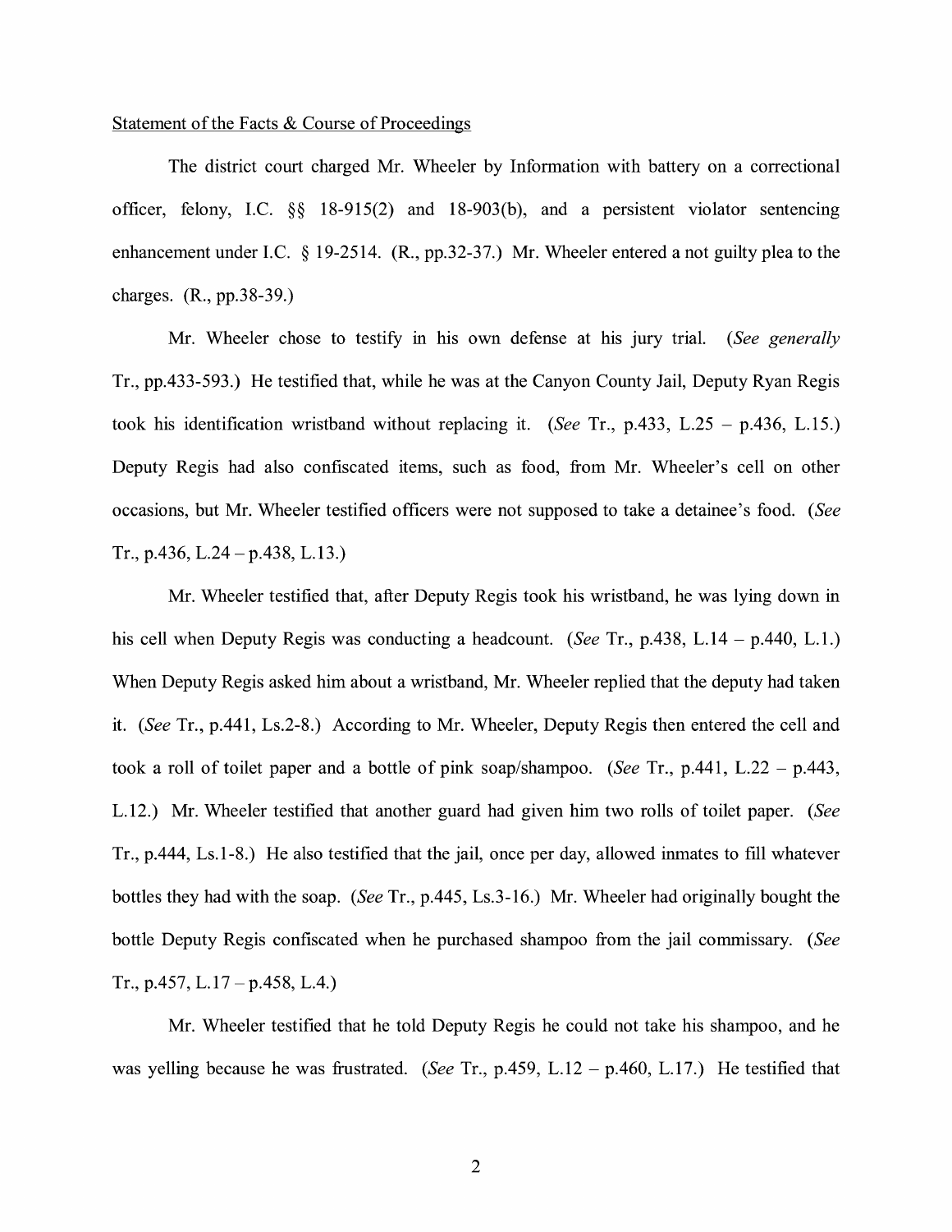Statement of the Facts & Course of Proceedings

The district court charged Mr. Wheeler by Information with battery on a correctional officer, felony, I.C. §§ 18-915(2) and 18-903(b), and a persistent violator sentencing enhancement under I.C. § 19-2514. (R., pp.32-37.) Mr. Wheeler entered a not guilty plea to the charges. (R., pp.38-39.)

Mr. Wheeler chose to testify in his own defense at his jury trial. (*See generally* Tr., pp.433-593.) He testified that, while he was at the Canyon County Jail, Deputy Ryan Regis took his identification wristband without replacing it. (*See* Tr., p.433, L.25 – p.436, L.15.) Deputy Regis had also confiscated items, such as food, from Mr. Wheeler's cell on other occasions, but Mr. Wheeler testified officers were not supposed to take a detainee's food. (*See* Tr., p.436, L.24 – p.438, L.13.)

Mr. Wheeler testified that, after Deputy Regis took his wristband, he was lying down in his cell when Deputy Regis was conducting a headcount. (*See* Tr., p.438, L.14 – p.440, L.1.) When Deputy Regis asked him about a wristband, Mr. Wheeler replied that the deputy had taken it. (*See* Tr., p.441, Ls.2-8.) According to Mr. Wheeler, Deputy Regis then entered the cell and took a roll of toilet paper and a bottle of pink soap/shampoo. (*See* Tr., p.441, L.22 – p.443, L.12.) Mr. Wheeler testified that another guard had given him two rolls of toilet paper. (*See* Tr., p.444, Ls.1-8.) He also testified that the jail, once per day, allowed inmates to fill whatever bottles they had with the soap. (*See* Tr., p.445, Ls.3-16.) Mr. Wheeler had originally bought the bottle Deputy Regis confiscated when he purchased shampoo from the jail commissary. (*See* Tr., p.457, L.17 – p.458, L.4.)

Mr. Wheeler testified that he told Deputy Regis he could not take his shampoo, and he was yelling because he was frustrated. (*See* Tr., p.459, L.12 – p.460, L.17.) He testified that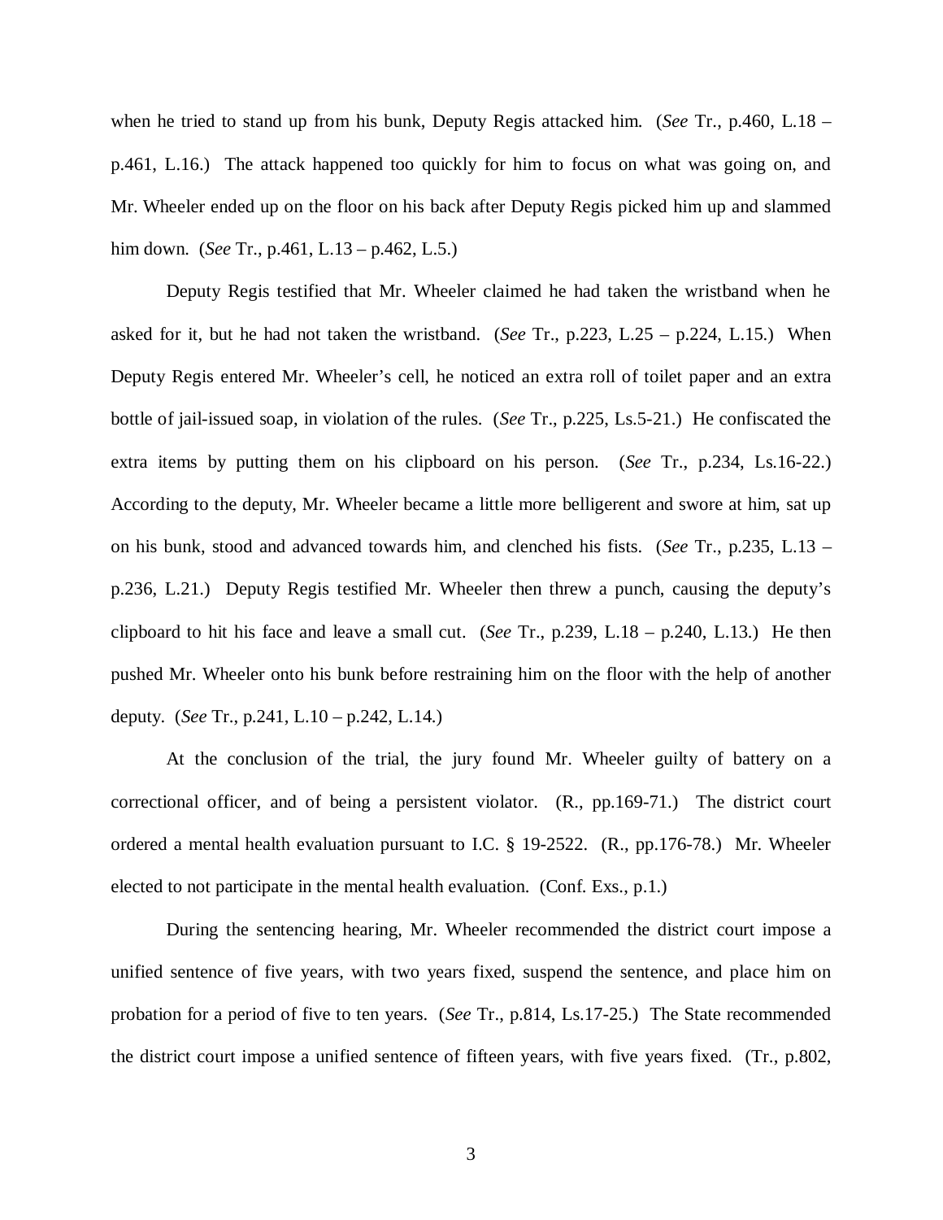when he tried to stand up from his bunk, Deputy Regis attacked him. (*See* Tr., p.460, L.18 – p.461, L.16.) The attack happened too quickly for him to focus on what was going on, and Mr. Wheeler ended up on the floor on his back after Deputy Regis picked him up and slammed him down. (*See* Tr., p.461, L.13 – p.462, L.5.)

Deputy Regis testified that Mr. Wheeler claimed he had taken the wristband when he asked for it, but he had not taken the wristband. (*See* Tr., p.223, L.25 – p.224, L.15.) When Deputy Regis entered Mr. Wheeler's cell, he noticed an extra roll of toilet paper and an extra bottle of jail-issued soap, in violation of the rules. (*See* Tr., p.225, Ls.5-21.) He confiscated the extra items by putting them on his clipboard on his person. (*See* Tr., p.234, Ls.16-22.) According to the deputy, Mr. Wheeler became a little more belligerent and swore at him, sat up on his bunk, stood and advanced towards him, and clenched his fists. (*See* Tr., p.235, L.13 – p.236, L.21.) Deputy Regis testified Mr. Wheeler then threw a punch, causing the deputy's clipboard to hit his face and leave a small cut. (*See* Tr., p.239, L.18 – p.240, L.13.) He then pushed Mr. Wheeler onto his bunk before restraining him on the floor with the help of another deputy. (*See* Tr., p.241, L.10 – p.242, L.14.)

At the conclusion of the trial, the jury found Mr. Wheeler guilty of battery on a correctional officer, and of being a persistent violator. (R., pp.169-71.) The district court ordered a mental health evaluation pursuant to I.C. § 19-2522. (R., pp.176-78.) Mr. Wheeler elected to not participate in the mental health evaluation. (Conf. Exs., p.1.)

During the sentencing hearing, Mr. Wheeler recommended the district court impose a unified sentence of five years, with two years fixed, suspend the sentence, and place him on probation for a period of five to ten years. (*See* Tr., p.814, Ls.17-25.) The State recommended the district court impose a unified sentence of fifteen years, with five years fixed. (Tr., p.802,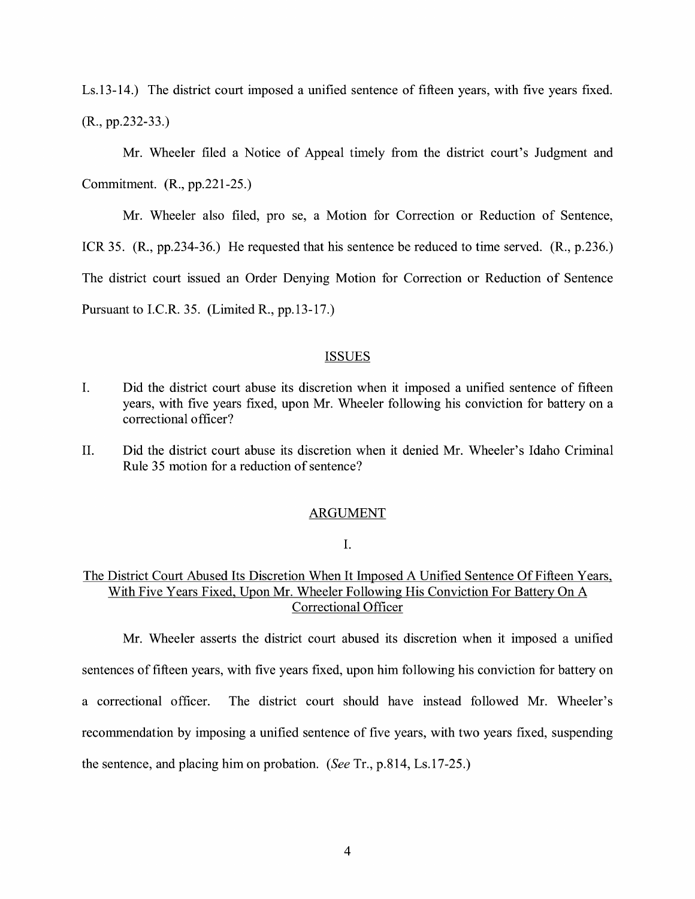Ls.13-14.) The district court imposed a unified sentence of fifteen years, with five years fixed. (R., pp.232-33.)

Mr. Wheeler filed a Notice of Appeal timely from the district court's Judgment and Commitment. (R., pp.221-25.)

Mr. Wheeler also filed, pro se, a Motion for Correction or Reduction of Sentence, ICR 35. (R., pp.234-36.) He requested that his sentence be reduced to time served. (R., p.236.) The district court issued an Order Denying Motion for Correction or Reduction of Sentence Pursuant to I.C.R. 35. (Limited R., pp.13-17.)

## ISSUES

I. Did the district court abuse its discretion when it imposed a unified sentence of fifteen years, with five years fixed, upon Mr. Wheeler following his conviction for battery on a correctional officer?

II. Did the district court abuse its discretion when it denied Mr. Wheeler's Idaho Criminal Rule 35 motion for a reduction of sentence?

## ARGUMENT

### I.

### The District Court Abused Its Discretion When It Imposed A Unified Sentence Of Fifteen Years, With Five Years Fixed, Upon Mr. Wheeler Following His Conviction For Battery On A Correctional Officer

Mr. Wheeler asserts the district court abused its discretion when it imposed a unified sentences of fifteen years, with five years fixed, upon him following his conviction for battery on a correctional officer. The district court should have instead followed Mr. Wheeler's recommendation by imposing a unified sentence of five years, with two years fixed, suspending the sentence, and placing him on probation. (*See* Tr., p.814, Ls.17-25.)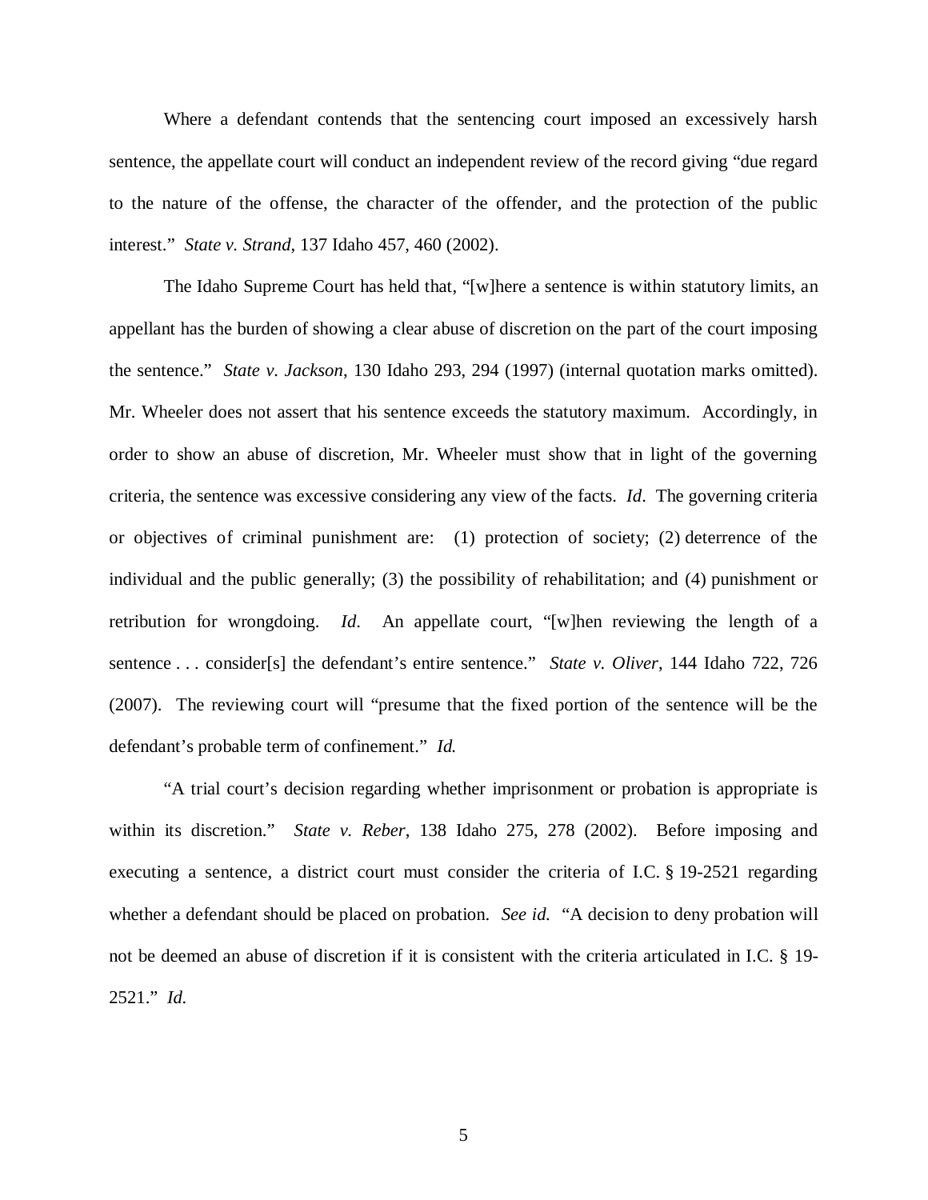Where a defendant contends that the sentencing court imposed an excessively harsh sentence, the appellate court will conduct an independent review of the record giving "due regard to the nature of the offense, the character of the offender, and the protection of the public interest." *State v. Strand*, 137 Idaho 457, 460 (2002).

The Idaho Supreme Court has held that, "[w]here a sentence is within statutory limits, an appellant has the burden of showing a clear abuse of discretion on the part of the court imposing the sentence." *State v. Jackson*, 130 Idaho 293, 294 (1997) (internal quotation marks omitted). Mr. Wheeler does not assert that his sentence exceeds the statutory maximum. Accordingly, in order to show an abuse of discretion, Mr. Wheeler must show that in light of the governing criteria, the sentence was excessive considering any view of the facts. *Id*. The governing criteria or objectives of criminal punishment are: (1) protection of society; (2) deterrence of the individual and the public generally; (3) the possibility of rehabilitation; and (4) punishment or retribution for wrongdoing. *Id*. An appellate court, "[w]hen reviewing the length of a sentence . . . consider[s] the defendant's entire sentence." *State v. Oliver*, 144 Idaho 722, 726 (2007). The reviewing court will "presume that the fixed portion of the sentence will be the defendant's probable term of confinement." *Id.*

"A trial court's decision regarding whether imprisonment or probation is appropriate is within its discretion." *State v. Reber*, 138 Idaho 275, 278 (2002). Before imposing and executing a sentence, a district court must consider the criteria of I.C. § 19-2521 regarding whether a defendant should be placed on probation. *See id.* "A decision to deny probation will not be deemed an abuse of discretion if it is consistent with the criteria articulated in I.C. § 19-2521." *Id.*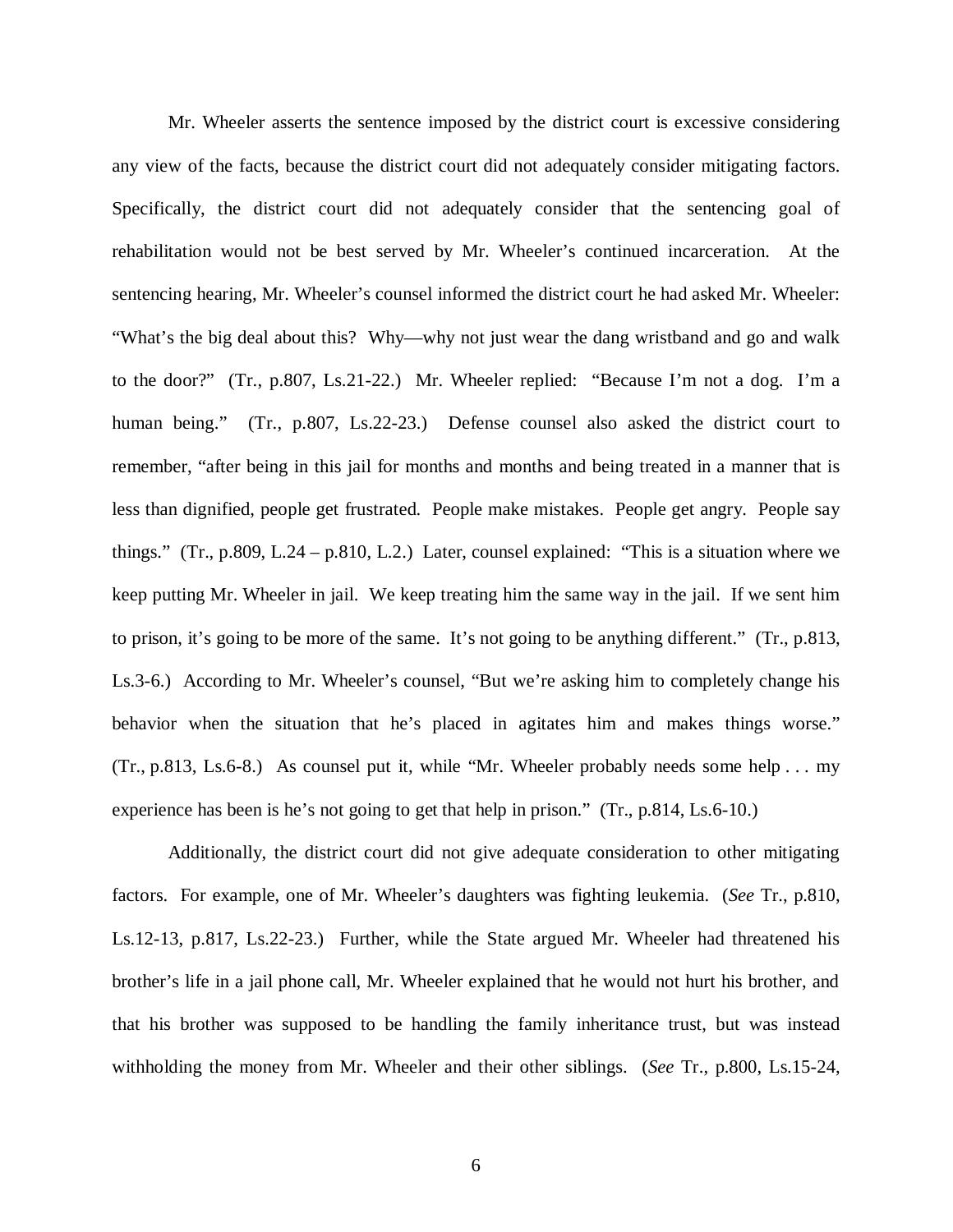Mr. Wheeler asserts the sentence imposed by the district court is excessive considering any view of the facts, because the district court did not adequately consider mitigating factors. Specifically, the district court did not adequately consider that the sentencing goal of rehabilitation would not be best served by Mr. Wheeler's continued incarceration. At the sentencing hearing, Mr. Wheeler's counsel informed the district court he had asked Mr. Wheeler: "What's the big deal about this? Why—why not just wear the dang wristband and go and walk to the door?" (Tr., p.807, Ls.21-22.) Mr. Wheeler replied: "Because I'm not a dog. I'm a human being." (Tr., p.807, Ls.22-23.) Defense counsel also asked the district court to remember, "after being in this jail for months and months and being treated in a manner that is less than dignified, people get frustrated. People make mistakes. People get angry. People say things." (Tr., p.809, L.24 – p.810, L.2.) Later, counsel explained: "This is a situation where we keep putting Mr. Wheeler in jail. We keep treating him the same way in the jail. If we sent him to prison, it's going to be more of the same. It's not going to be anything different." (Tr., p.813, Ls.3-6.) According to Mr. Wheeler's counsel, "But we're asking him to completely change his behavior when the situation that he's placed in agitates him and makes things worse." (Tr., p.813, Ls.6-8.) As counsel put it, while "Mr. Wheeler probably needs some help . . . my experience has been is he's not going to get that help in prison." (Tr., p.814, Ls.6-10.)

Additionally, the district court did not give adequate consideration to other mitigating factors. For example, one of Mr. Wheeler's daughters was fighting leukemia. (*See* Tr., p.810, Ls.12-13, p.817, Ls.22-23.) Further, while the State argued Mr. Wheeler had threatened his brother's life in a jail phone call, Mr. Wheeler explained that he would not hurt his brother, and that his brother was supposed to be handling the family inheritance trust, but was instead withholding the money from Mr. Wheeler and their other siblings. (*See* Tr., p.800, Ls.15-24,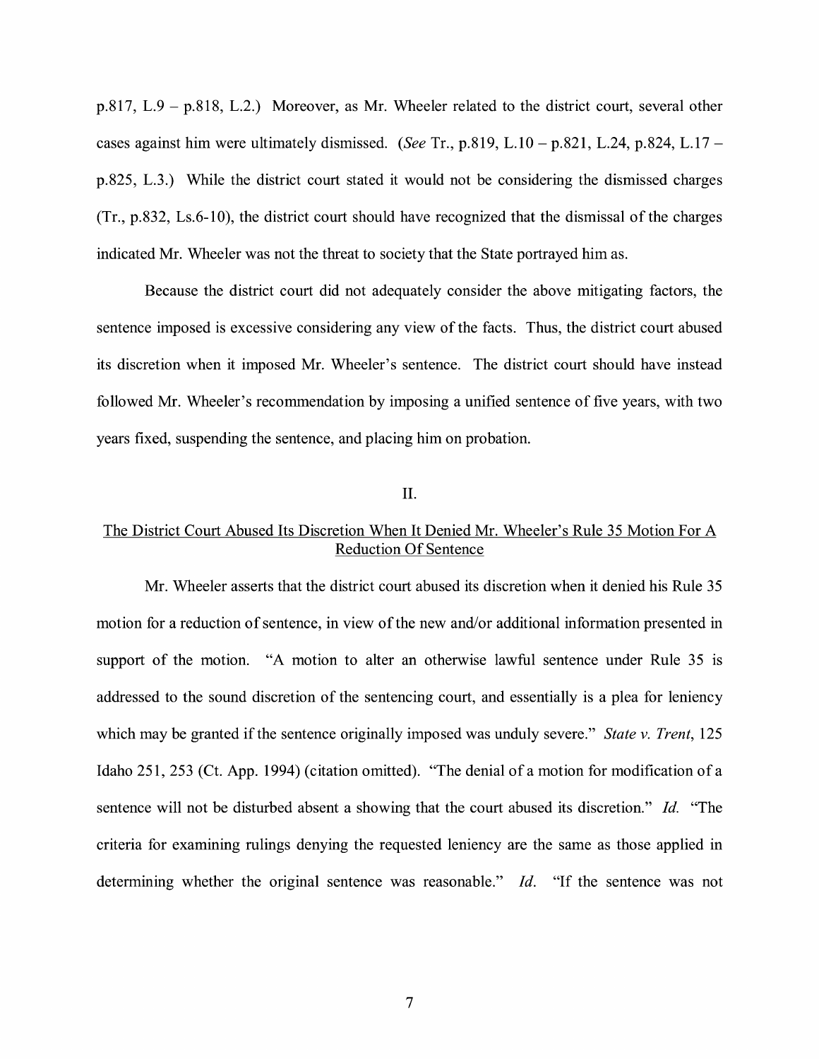p.817, L.9 – p.818, L.2.) Moreover, as Mr. Wheeler related to the district court, several other cases against him were ultimately dismissed. (*See* Tr., p.819, L.10 – p.821, L.24, p.824, L.17 – p.825, L.3.) While the district court stated it would not be considering the dismissed charges (Tr., p.832, Ls.6-10), the district court should have recognized that the dismissal of the charges indicated Mr. Wheeler was not the threat to society that the State portrayed him as.

Because the district court did not adequately consider the above mitigating factors, the sentence imposed is excessive considering any view of the facts. Thus, the district court abused its discretion when it imposed Mr. Wheeler's sentence. The district court should have instead followed Mr. Wheeler's recommendation by imposing a unified sentence of five years, with two years fixed, suspending the sentence, and placing him on probation.

## II.

## The District Court Abused Its Discretion When It Denied Mr. Wheeler's Rule 35 Motion For A Reduction Of Sentence

Mr. Wheeler asserts that the district court abused its discretion when it denied his Rule 35 motion for a reduction of sentence, in view of the new and/or additional information presented in support of the motion. "A motion to alter an otherwise lawful sentence under Rule 35 is addressed to the sound discretion of the sentencing court, and essentially is a plea for leniency which may be granted if the sentence originally imposed was unduly severe." *State v. Trent*, 125 Idaho 251, 253 (Ct. App. 1994) (citation omitted). "The denial of a motion for modification of a sentence will not be disturbed absent a showing that the court abused its discretion." *Id.* "The criteria for examining rulings denying the requested leniency are the same as those applied in determining whether the original sentence was reasonable." *Id.* "If the sentence was not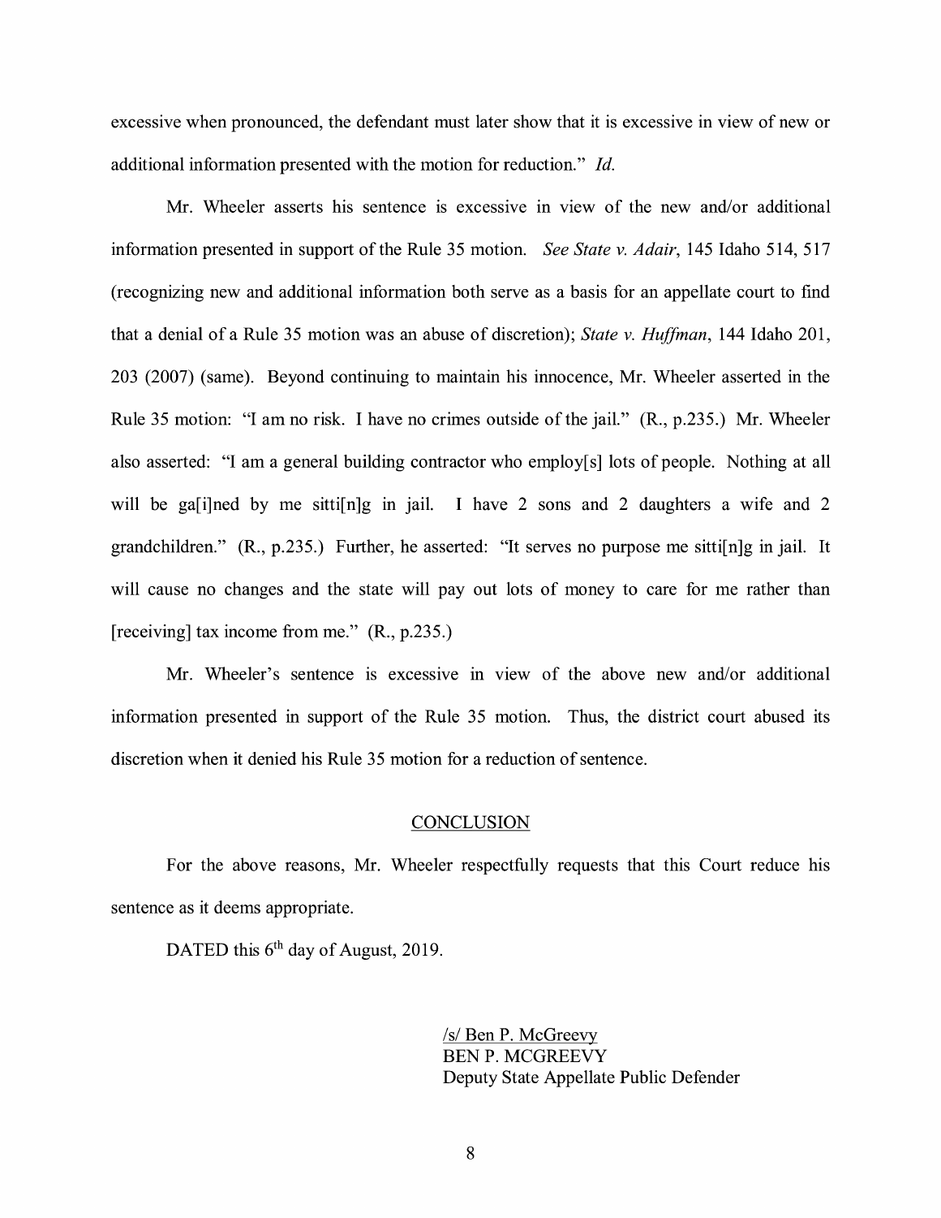excessive when pronounced, the defendant must later show that it is excessive in view of new or additional information presented with the motion for reduction." *Id.*

Mr. Wheeler asserts his sentence is excessive in view of the new and/or additional information presented in support of the Rule 35 motion. *See State v. Adair*, 145 Idaho 514, 517 (recognizing new and additional information both serve as a basis for an appellate court to find that a denial of a Rule 35 motion was an abuse of discretion); *State v. Huffman*, 144 Idaho 201, 203 (2007) (same). Beyond continuing to maintain his innocence, Mr. Wheeler asserted in the Rule 35 motion: "I am no risk. I have no crimes outside of the jail." (R., p.235.) Mr. Wheeler also asserted: "I am a general building contractor who employ[s] lots of people. Nothing at all will be ga[i]ned by me sitti[n]g in jail. I have 2 sons and 2 daughters a wife and 2 grandchildren." (R., p.235.) Further, he asserted: "It serves no purpose me sitti[n]g in jail. It will cause no changes and the state will pay out lots of money to care for me rather than [receiving] tax income from me." (R., p.235.)

Mr. Wheeler's sentence is excessive in view of the above new and/or additional information presented in support of the Rule 35 motion. Thus, the district court abused its discretion when it denied his Rule 35 motion for a reduction of sentence.

## CONCLUSION

For the above reasons, Mr. Wheeler respectfully requests that this Court reduce his sentence as it deems appropriate.

DATED this 6th day of August, 2019.

/s/ Ben P. McGreevy
BEN P. MCGREEVY
Deputy State Appellate Public Defender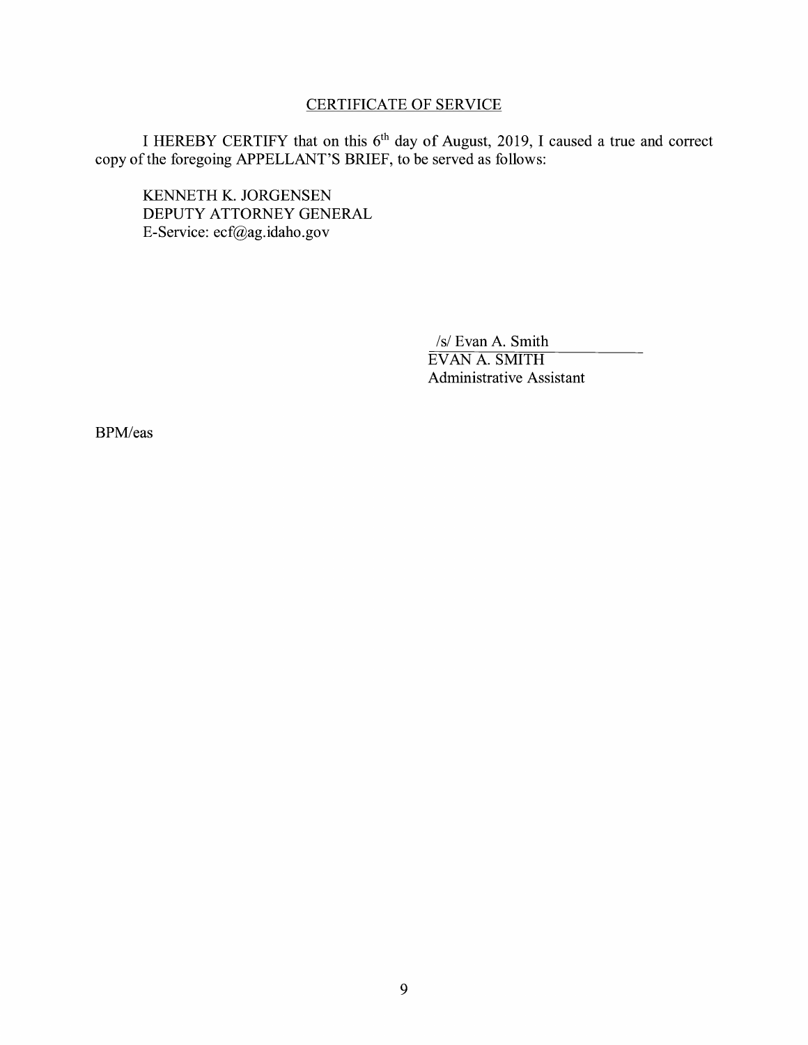## CERTIFICATE OF SERVICE

I HEREBY CERTIFY that on this 6th day of August, 2019, I caused a true and correct copy of the foregoing APPELLANT'S BRIEF, to be served as follows:

KENNETH K. JORGENSEN
DEPUTY ATTORNEY GENERAL
E-Service: ecf@ag.idaho.gov

/s/ Evan A. Smith
EVAN A. SMITH
Administrative Assistant

BPM/eas